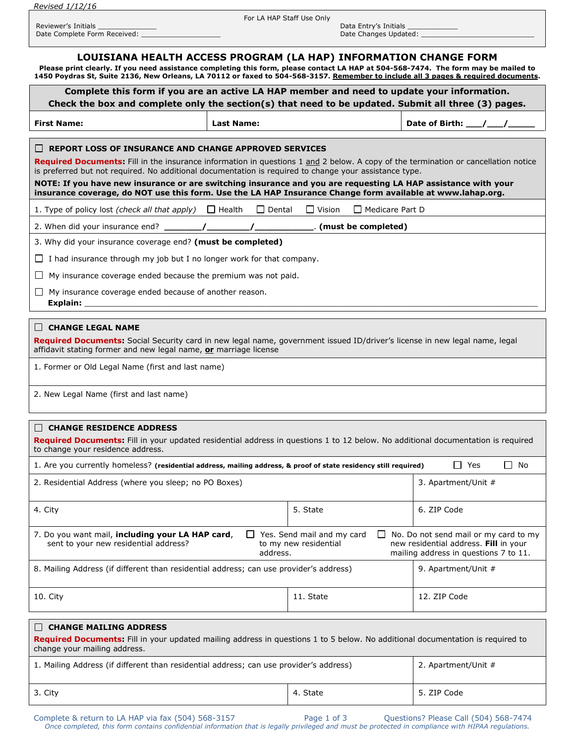*Revised 1/12/16*

For LA HAP Staff Use Only

Reviewer's Initials _______________
Date Complete Form Received: ____________________

Data Entry's Initials _____________
Date Changes Updated: ____________________________

# LOUISIANA HEALTH ACCESS PROGRAM (LA HAP) INFORMATION CHANGE FORM

**Please print clearly. If you need assistance completing this form, please contact LA HAP at 504-568-7474. The form may be mailed to 1450 Poydras St, Suite 2136, New Orleans, LA 70112 or faxed to 504-568-3157. Remember to include all 3 pages & required documents.**

**Complete this form if you are an active LA HAP member and need to update your information. Check the box and complete only the section(s) that need to be updated. Submit all three (3) pages.**

| First Name: | Last Name: | Date of Birth: ___/___/_____ |
|---|---|---|

## ☐ REPORT LOSS OF INSURANCE AND CHANGE APPROVED SERVICES

**Required Documents:** Fill in the insurance information in questions 1 and 2 below. A copy of the termination or cancellation notice is preferred but not required. No additional documentation is required to change your assistance type.

**NOTE: If you have new insurance or are switching insurance and you are requesting LA HAP assistance with your insurance coverage, do NOT use this form. Use the LA HAP Insurance Change form available at www.lahap.org.**

1. Type of policy lost *(check all that apply)* ☐ Health ☐ Dental ☐ Vision ☐ Medicare Part D

2. When did your insurance end? ________/________/____________. **(must be completed)**

3. Why did your insurance coverage end? **(must be completed)**

☐ I had insurance through my job but I no longer work for that company.

☐ My insurance coverage ended because the premium was not paid.

☐ My insurance coverage ended because of another reason.
**Explain:** ______________________________________________________________________

## ☐ CHANGE LEGAL NAME

**Required Documents:** Social Security card in new legal name, government issued ID/driver's license in new legal name, legal affidavit stating former and new legal name, **or** marriage license

1. Former or Old Legal Name (first and last name)

2. New Legal Name (first and last name)

## ☐ CHANGE RESIDENCE ADDRESS

**Required Documents:** Fill in your updated residential address in questions 1 to 12 below. No additional documentation is required to change your residence address.

1. Are you currently homeless? **(residential address, mailing address, & proof of state residency still required)** ☐ Yes ☐ No

| 2. Residential Address (where you sleep; no PO Boxes) | | 3. Apartment/Unit # |
|---|---|---|
| 4. City | 5. State | 6. ZIP Code |
| 7. Do you want mail, **including your LA HAP card**, sent to your new residential address? | ☐ Yes. Send mail and my card to my new residential address. | ☐ No. Do not send mail or my card to my new residential address. **Fill** in your mailing address in questions 7 to 11. |
| 8. Mailing Address (if different than residential address; can use provider's address) | | 9. Apartment/Unit # |
| 10. City | 11. State | 12. ZIP Code |

## ☐ CHANGE MAILING ADDRESS

**Required Documents:** Fill in your updated mailing address in questions 1 to 5 below. No additional documentation is required to change your mailing address.

| 1. Mailing Address (if different than residential address; can use provider's address) | | 2. Apartment/Unit # |
|---|---|---|
| 3. City | 4. State | 5. ZIP Code |

Complete & return to LA HAP via fax (504) 568-3157 — Questions? Please Call (504) 568-7474

*Once completed, this form contains confidential information that is legally privileged and must be protected in compliance with HIPAA regulations.*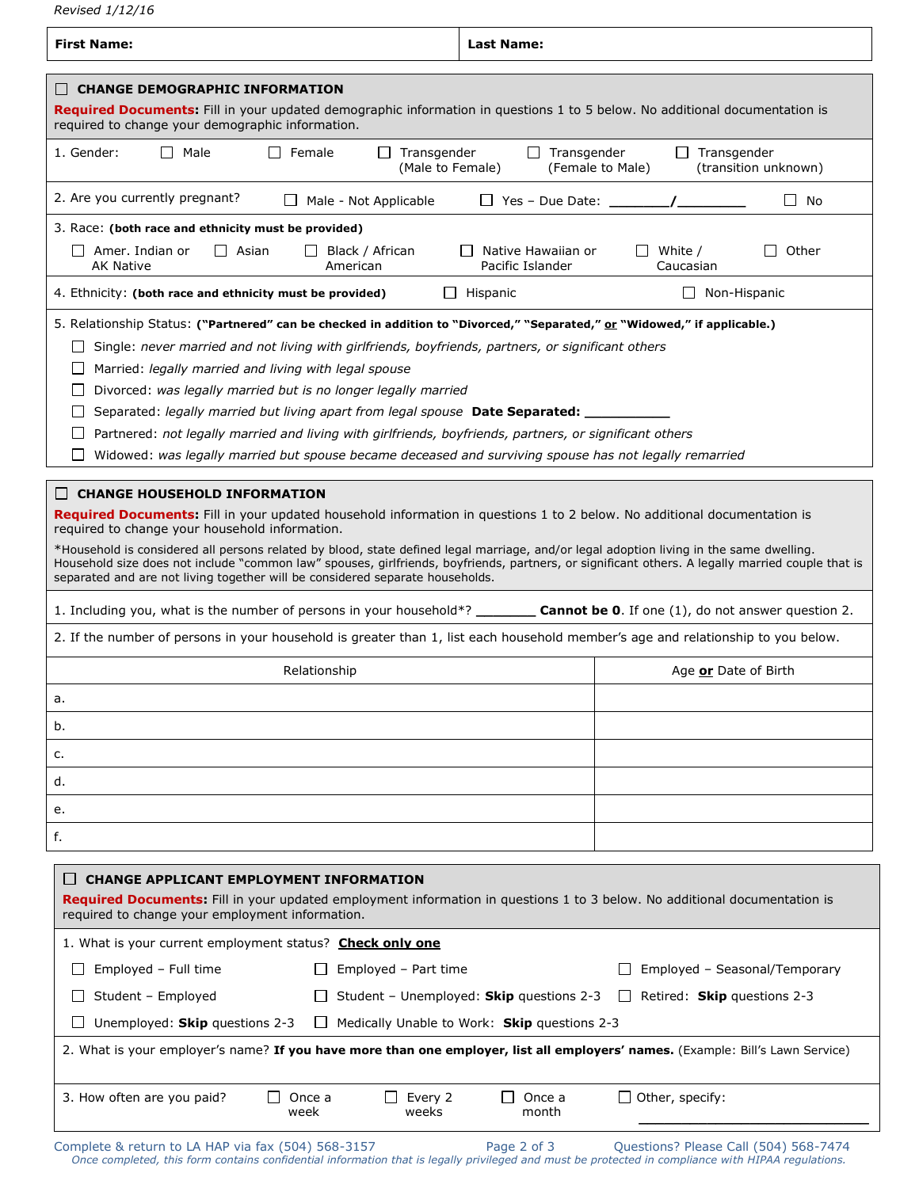Revised 1/12/16

| First Name: | Last Name: |
|---|---|

## ☐ CHANGE DEMOGRAPHIC INFORMATION

**Required Documents:** Fill in your updated demographic information in questions 1 to 5 below. No additional documentation is required to change your demographic information.

1. Gender: ☐ Male ☐ Female ☐ Transgender (Male to Female) ☐ Transgender (Female to Male) ☐ Transgender (transition unknown)

2. Are you currently pregnant? ☐ Male - Not Applicable ☐ Yes – Due Date: ________/_________ ☐ No

3. Race: **(both race and ethnicity must be provided)**
☐ Amer. Indian or AK Native ☐ Asian ☐ Black / African American ☐ Native Hawaiian or Pacific Islander ☐ White / Caucasian ☐ Other

4. Ethnicity: **(both race and ethnicity must be provided)** ☐ Hispanic ☐ Non-Hispanic

5. Relationship Status: **("Partnered" can be checked in addition to "Divorced," "Separated," or "Widowed," if applicable.)**
- ☐ Single: *never married and not living with girlfriends, boyfriends, partners, or significant others*
- ☐ Married: *legally married and living with legal spouse*
- ☐ Divorced: *was legally married but is no longer legally married*
- ☐ Separated: *legally married but living apart from legal spouse* **Date Separated:** ___________
- ☐ Partnered: *not legally married and living with girlfriends, boyfriends, partners, or significant others*
- ☐ Widowed: *was legally married but spouse became deceased and surviving spouse has not legally remarried*

## ☐ CHANGE HOUSEHOLD INFORMATION

**Required Documents:** Fill in your updated household information in questions 1 to 2 below. No additional documentation is required to change your household information.

*Household is considered all persons related by blood, state defined legal marriage, and/or legal adoption living in the same dwelling. Household size does not include "common law" spouses, girlfriends, boyfriends, partners, or significant others. A legally married couple that is separated and are not living together will be considered separate households.

1. Including you, what is the number of persons in your household*? ________ **Cannot be 0**. If one (1), do not answer question 2.

2. If the number of persons in your household is greater than 1, list each household member's age and relationship to you below.

| Relationship | Age **or** Date of Birth |
|---|---|
| a. | |
| b. | |
| c. | |
| d. | |
| e. | |
| f. | |

## ☐ CHANGE APPLICANT EMPLOYMENT INFORMATION

**Required Documents:** Fill in your updated employment information in questions 1 to 3 below. No additional documentation is required to change your employment information.

1. What is your current employment status? **Check only one**
- ☐ Employed – Full time ☐ Employed – Part time ☐ Employed – Seasonal/Temporary
- ☐ Student – Employed ☐ Student – Unemployed: **Skip** questions 2-3 ☐ Retired: **Skip** questions 2-3
- ☐ Unemployed: **Skip** questions 2-3 ☐ Medically Unable to Work: **Skip** questions 2-3

2. What is your employer's name? **If you have more than one employer, list all employers' names.** (Example: Bill's Lawn Service)

3. How often are you paid? ☐ Once a week ☐ Every 2 weeks ☐ Once a month ☐ Other, specify: ____________________

Complete & return to LA HAP via fax (504) 568-3157 Questions? Please Call (504) 568-7474

*Once completed, this form contains confidential information that is legally privileged and must be protected in compliance with HIPAA regulations.*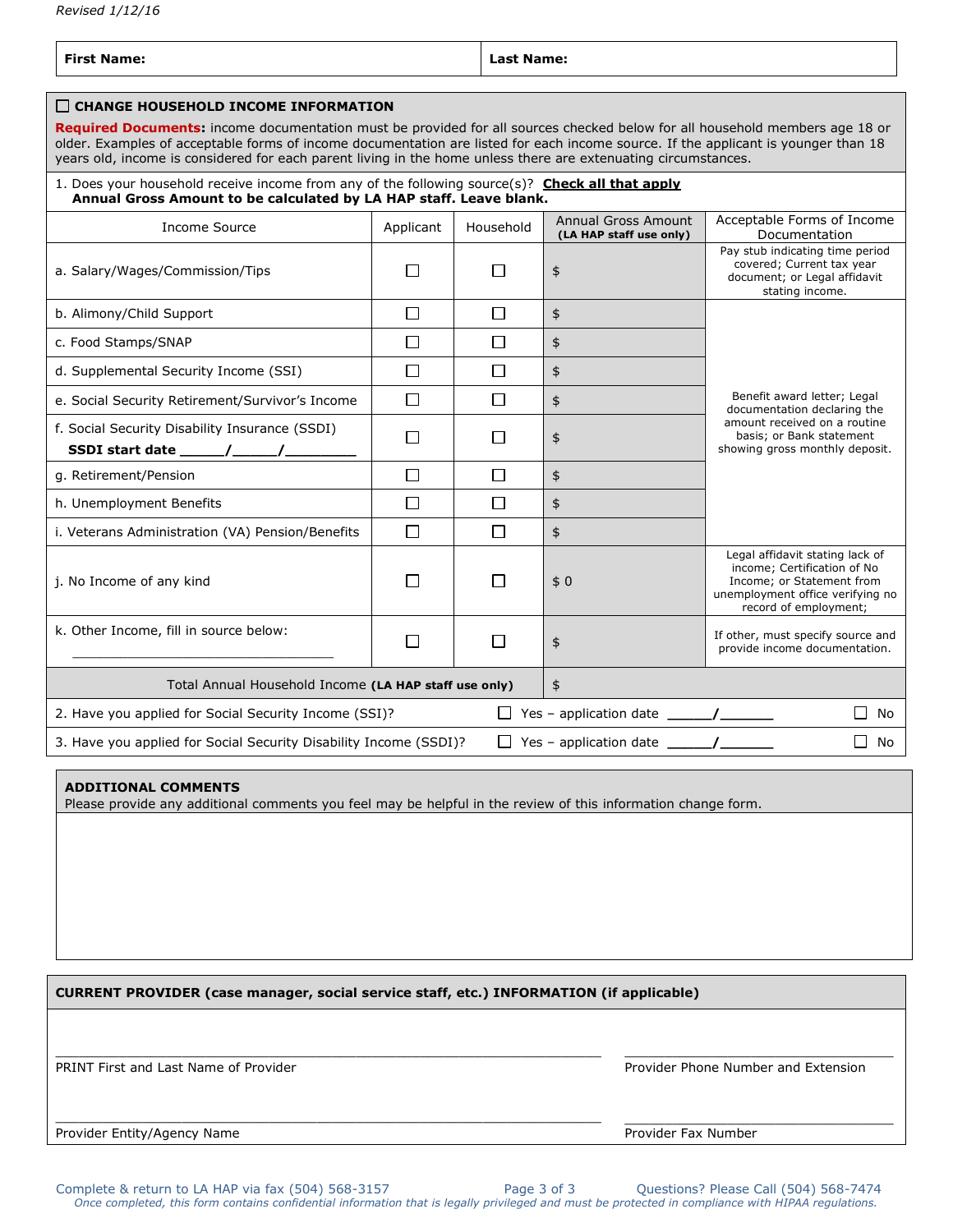Revised 1/12/16

| **First Name:** | **Last Name:** |
|---|---|

## ☐ CHANGE HOUSEHOLD INCOME INFORMATION

**Required Documents:** income documentation must be provided for all sources checked below for all household members age 18 or older. Examples of acceptable forms of income documentation are listed for each income source. If the applicant is younger than 18 years old, income is considered for each parent living in the home unless there are extenuating circumstances.

1. Does your household receive income from any of the following source(s)? **Check all that apply**
   **Annual Gross Amount to be calculated by LA HAP staff. Leave blank.**

| Income Source | Applicant | Household | Annual Gross Amount (LA HAP staff use only) | Acceptable Forms of Income Documentation |
|---|---|---|---|---|
| a. Salary/Wages/Commission/Tips | ☐ | ☐ | $ | Pay stub indicating time period covered; Current tax year document; or Legal affidavit stating income. |
| b. Alimony/Child Support | ☐ | ☐ | $ | Benefit award letter; Legal documentation declaring the amount received on a routine basis; or Bank statement showing gross monthly deposit. |
| c. Food Stamps/SNAP | ☐ | ☐ | $ | |
| d. Supplemental Security Income (SSI) | ☐ | ☐ | $ | |
| e. Social Security Retirement/Survivor's Income | ☐ | ☐ | $ | |
| f. Social Security Disability Insurance (SSDI) **SSDI start date ______/______/_________** | ☐ | ☐ | $ | |
| g. Retirement/Pension | ☐ | ☐ | $ | |
| h. Unemployment Benefits | ☐ | ☐ | $ | |
| i. Veterans Administration (VA) Pension/Benefits | ☐ | ☐ | $ | |
| j. No Income of any kind | ☐ | ☐ | $ 0 | Legal affidavit stating lack of income; Certification of No Income; or Statement from unemployment office verifying no record of employment; |
| k. Other Income, fill in source below: ___________________________________ | ☐ | ☐ | $ | If other, must specify source and provide income documentation. |
| Total Annual Household Income **(LA HAP staff use only)** | | | $ | |

2. Have you applied for Social Security Income (SSI)? ☐ Yes – application date ______/_______ ☐ No

3. Have you applied for Social Security Disability Income (SSDI)? ☐ Yes – application date ______/_______ ☐ No

## ADDITIONAL COMMENTS

Please provide any additional comments you feel may be helpful in the review of this information change form.

## CURRENT PROVIDER (case manager, social service staff, etc.) INFORMATION (if applicable)

_____________________________________________ PRINT First and Last Name of Provider

_____________________________________________ Provider Phone Number and Extension

_____________________________________________ Provider Entity/Agency Name

_____________________________________________ Provider Fax Number

Complete & return to LA HAP via fax (504) 568-3157 Questions? Please Call (504) 568-7474

*Once completed, this form contains confidential information that is legally privileged and must be protected in compliance with HIPAA regulations.*